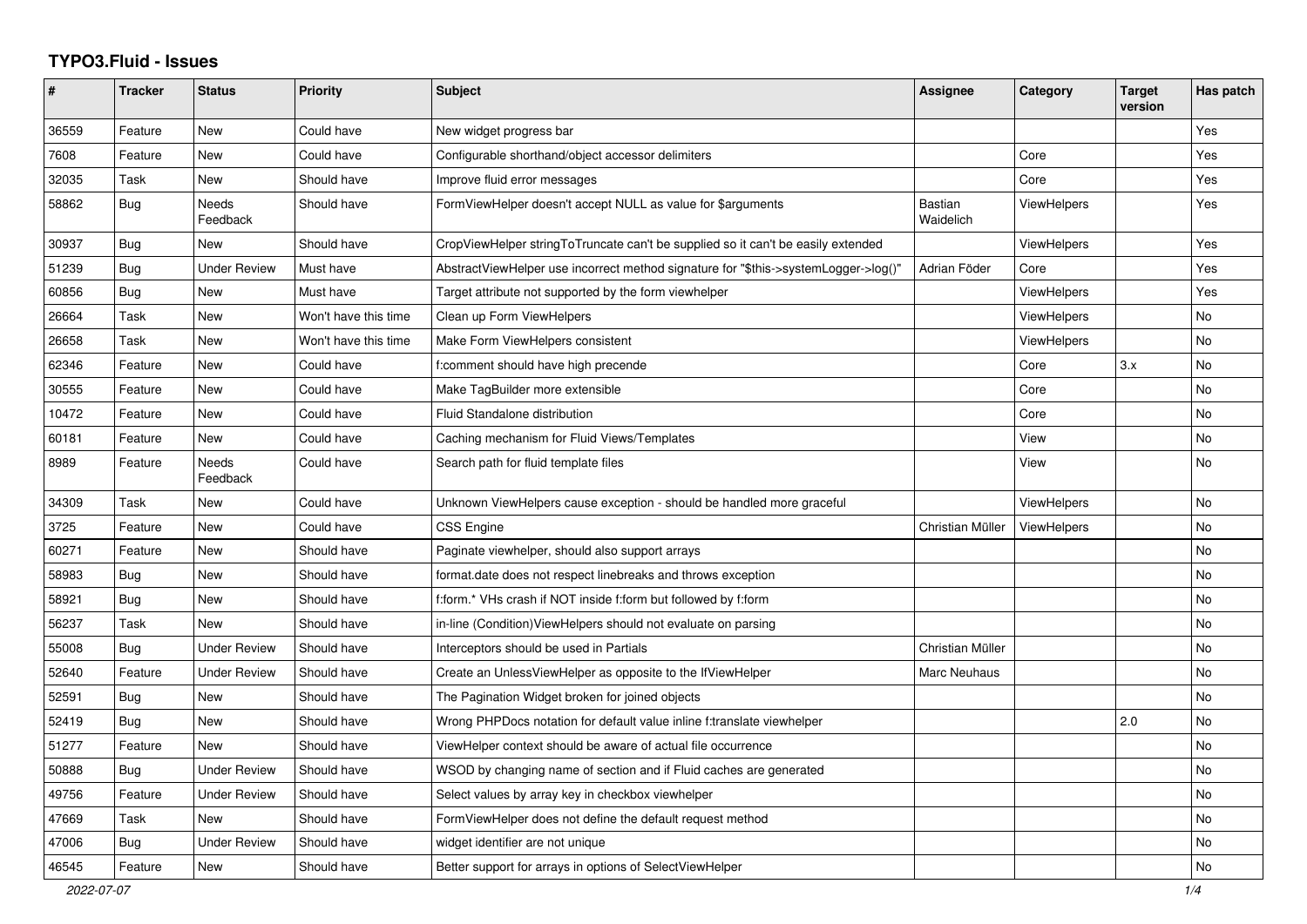# TYPO3.Fluid - Issues

| # | Tracker | Status | Priority | Subject | Assignee | Category | Target version | Has patch |
|---|---|---|---|---|---|---|---|---|
| 36559 | Feature | New | Could have | New widget progress bar | | | | Yes |
| 7608 | Feature | New | Could have | Configurable shorthand/object accessor delimiters | | Core | | Yes |
| 32035 | Task | New | Should have | Improve fluid error messages | | Core | | Yes |
| 58862 | Bug | Needs Feedback | Should have | FormViewHelper doesn't accept NULL as value for $arguments | Bastian Waidelich | ViewHelpers | | Yes |
| 30937 | Bug | New | Should have | CropViewHelper stringToTruncate can't be supplied so it can't be easily extended | | ViewHelpers | | Yes |
| 51239 | Bug | Under Review | Must have | AbstractViewHelper use incorrect method signature for "$this->systemLogger->log()" | Adrian Föder | Core | | Yes |
| 60856 | Bug | New | Must have | Target attribute not supported by the form viewhelper | | ViewHelpers | | Yes |
| 26664 | Task | New | Won't have this time | Clean up Form ViewHelpers | | ViewHelpers | | No |
| 26658 | Task | New | Won't have this time | Make Form ViewHelpers consistent | | ViewHelpers | | No |
| 62346 | Feature | New | Could have | f:comment should have high precende | | Core | 3.x | No |
| 30555 | Feature | New | Could have | Make TagBuilder more extensible | | Core | | No |
| 10472 | Feature | New | Could have | Fluid Standalone distribution | | Core | | No |
| 60181 | Feature | New | Could have | Caching mechanism for Fluid Views/Templates | | View | | No |
| 8989 | Feature | Needs Feedback | Could have | Search path for fluid template files | | View | | No |
| 34309 | Task | New | Could have | Unknown ViewHelpers cause exception - should be handled more graceful | | ViewHelpers | | No |
| 3725 | Feature | New | Could have | CSS Engine | Christian Müller | ViewHelpers | | No |
| 60271 | Feature | New | Should have | Paginate viewhelper, should also support arrays | | | | No |
| 58983 | Bug | New | Should have | format.date does not respect linebreaks and throws exception | | | | No |
| 58921 | Bug | New | Should have | f:form.* VHs crash if NOT inside f:form but followed by f:form | | | | No |
| 56237 | Task | New | Should have | in-line (Condition)ViewHelpers should not evaluate on parsing | | | | No |
| 55008 | Bug | Under Review | Should have | Interceptors should be used in Partials | Christian Müller | | | No |
| 52640 | Feature | Under Review | Should have | Create an UnlessViewHelper as opposite to the IfViewHelper | Marc Neuhaus | | | No |
| 52591 | Bug | New | Should have | The Pagination Widget broken for joined objects | | | | No |
| 52419 | Bug | New | Should have | Wrong PHPDocs notation for default value inline f:translate viewhelper | | | 2.0 | No |
| 51277 | Feature | New | Should have | ViewHelper context should be aware of actual file occurrence | | | | No |
| 50888 | Bug | Under Review | Should have | WSOD by changing name of section and if Fluid caches are generated | | | | No |
| 49756 | Feature | Under Review | Should have | Select values by array key in checkbox viewhelper | | | | No |
| 47669 | Task | New | Should have | FormViewHelper does not define the default request method | | | | No |
| 47006 | Bug | Under Review | Should have | widget identifier are not unique | | | | No |
| 46545 | Feature | New | Should have | Better support for arrays in options of SelectViewHelper | | | | No |

2022-07-07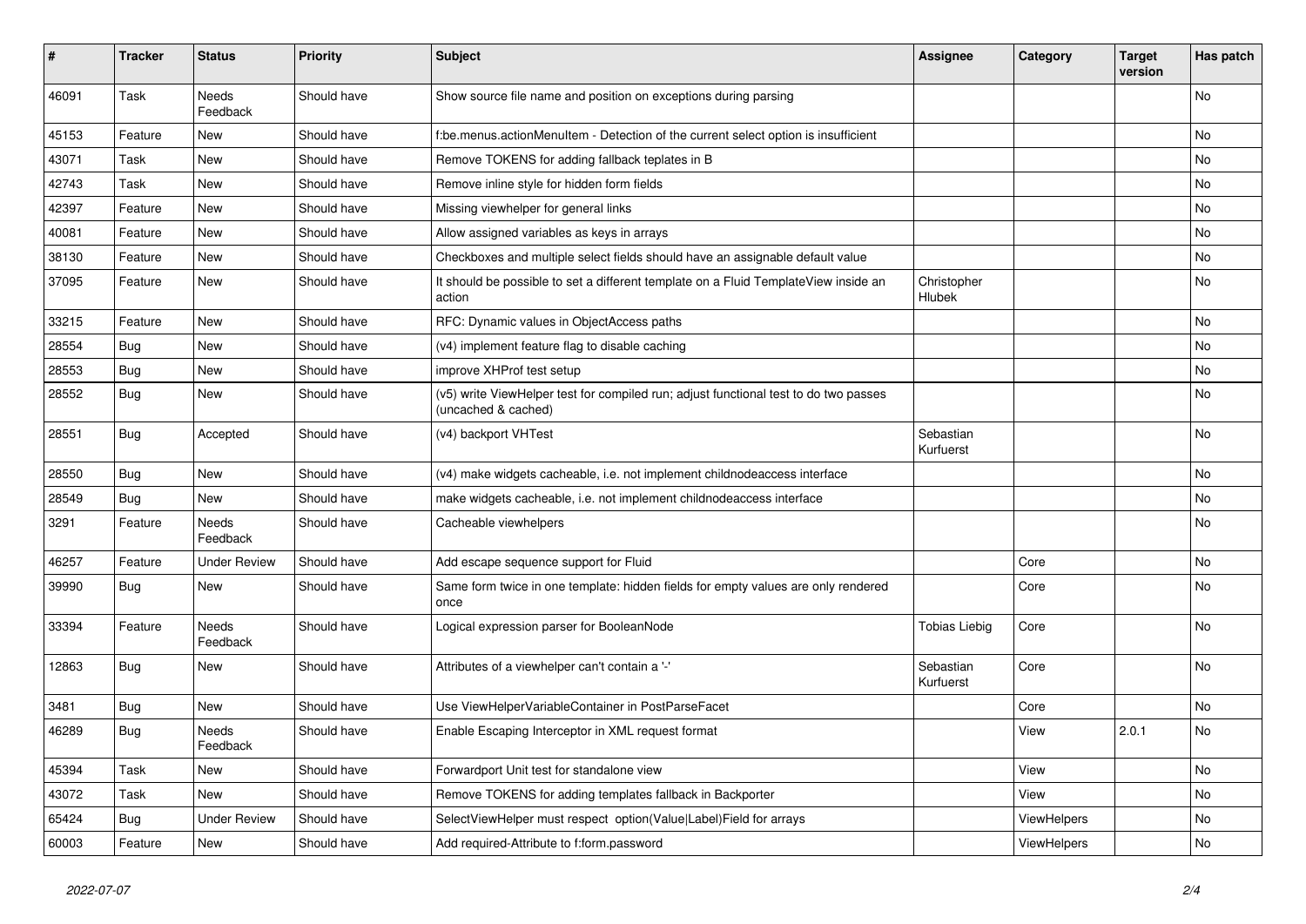| # | Tracker | Status | Priority | Subject | Assignee | Category | Target version | Has patch |
|---|---|---|---|---|---|---|---|---|
| 46091 | Task | Needs Feedback | Should have | Show source file name and position on exceptions during parsing | | | | No |
| 45153 | Feature | New | Should have | f:be.menus.actionMenuItem - Detection of the current select option is insufficient | | | | No |
| 43071 | Task | New | Should have | Remove TOKENS for adding fallback teplates in B | | | | No |
| 42743 | Task | New | Should have | Remove inline style for hidden form fields | | | | No |
| 42397 | Feature | New | Should have | Missing viewhelper for general links | | | | No |
| 40081 | Feature | New | Should have | Allow assigned variables as keys in arrays | | | | No |
| 38130 | Feature | New | Should have | Checkboxes and multiple select fields should have an assignable default value | | | | No |
| 37095 | Feature | New | Should have | It should be possible to set a different template on a Fluid TemplateView inside an action | Christopher Hlubek | | | No |
| 33215 | Feature | New | Should have | RFC: Dynamic values in ObjectAccess paths | | | | No |
| 28554 | Bug | New | Should have | (v4) implement feature flag to disable caching | | | | No |
| 28553 | Bug | New | Should have | improve XHProf test setup | | | | No |
| 28552 | Bug | New | Should have | (v5) write ViewHelper test for compiled run; adjust functional test to do two passes (uncached & cached) | | | | No |
| 28551 | Bug | Accepted | Should have | (v4) backport VHTest | Sebastian Kurfuerst | | | No |
| 28550 | Bug | New | Should have | (v4) make widgets cacheable, i.e. not implement childnodeaccess interface | | | | No |
| 28549 | Bug | New | Should have | make widgets cacheable, i.e. not implement childnodeaccess interface | | | | No |
| 3291 | Feature | Needs Feedback | Should have | Cacheable viewhelpers | | | | No |
| 46257 | Feature | Under Review | Should have | Add escape sequence support for Fluid | | Core | | No |
| 39990 | Bug | New | Should have | Same form twice in one template: hidden fields for empty values are only rendered once | | Core | | No |
| 33394 | Feature | Needs Feedback | Should have | Logical expression parser for BooleanNode | Tobias Liebig | Core | | No |
| 12863 | Bug | New | Should have | Attributes of a viewhelper can't contain a '-' | Sebastian Kurfuerst | Core | | No |
| 3481 | Bug | New | Should have | Use ViewHelperVariableContainer in PostParseFacet | | Core | | No |
| 46289 | Bug | Needs Feedback | Should have | Enable Escaping Interceptor in XML request format | | View | 2.0.1 | No |
| 45394 | Task | New | Should have | Forwardport Unit test for standalone view | | View | | No |
| 43072 | Task | New | Should have | Remove TOKENS for adding templates fallback in Backporter | | View | | No |
| 65424 | Bug | Under Review | Should have | SelectViewHelper must respect option(Value\|Label)Field for arrays | | ViewHelpers | | No |
| 60003 | Feature | New | Should have | Add required-Attribute to f:form.password | | ViewHelpers | | No |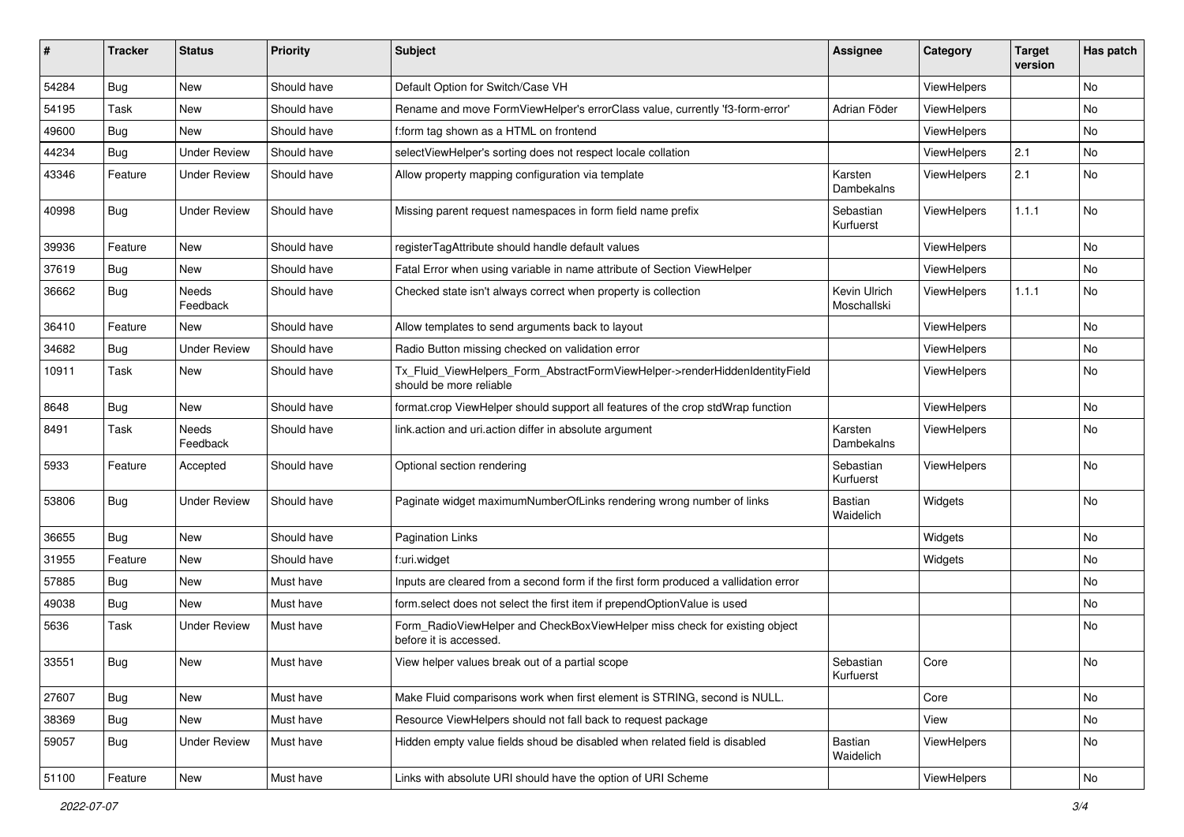| # | Tracker | Status | Priority | Subject | Assignee | Category | Target version | Has patch |
|---|---|---|---|---|---|---|---|---|
| 54284 | Bug | New | Should have | Default Option for Switch/Case VH | | ViewHelpers | | No |
| 54195 | Task | New | Should have | Rename and move FormViewHelper's errorClass value, currently 'f3-form-error' | Adrian Föder | ViewHelpers | | No |
| 49600 | Bug | New | Should have | f:form tag shown as a HTML on frontend | | ViewHelpers | | No |
| 44234 | Bug | Under Review | Should have | selectViewHelper's sorting does not respect locale collation | | ViewHelpers | 2.1 | No |
| 43346 | Feature | Under Review | Should have | Allow property mapping configuration via template | Karsten Dambekalns | ViewHelpers | 2.1 | No |
| 40998 | Bug | Under Review | Should have | Missing parent request namespaces in form field name prefix | Sebastian Kurfuerst | ViewHelpers | 1.1.1 | No |
| 39936 | Feature | New | Should have | registerTagAttribute should handle default values | | ViewHelpers | | No |
| 37619 | Bug | New | Should have | Fatal Error when using variable in name attribute of Section ViewHelper | | ViewHelpers | | No |
| 36662 | Bug | Needs Feedback | Should have | Checked state isn't always correct when property is collection | Kevin Ulrich Moschallski | ViewHelpers | 1.1.1 | No |
| 36410 | Feature | New | Should have | Allow templates to send arguments back to layout | | ViewHelpers | | No |
| 34682 | Bug | Under Review | Should have | Radio Button missing checked on validation error | | ViewHelpers | | No |
| 10911 | Task | New | Should have | Tx_Fluid_ViewHelpers_Form_AbstractFormViewHelper->renderHiddenIdentityField should be more reliable | | ViewHelpers | | No |
| 8648 | Bug | New | Should have | format.crop ViewHelper should support all features of the crop stdWrap function | | ViewHelpers | | No |
| 8491 | Task | Needs Feedback | Should have | link.action and uri.action differ in absolute argument | Karsten Dambekalns | ViewHelpers | | No |
| 5933 | Feature | Accepted | Should have | Optional section rendering | Sebastian Kurfuerst | ViewHelpers | | No |
| 53806 | Bug | Under Review | Should have | Paginate widget maximumNumberOfLinks rendering wrong number of links | Bastian Waidelich | Widgets | | No |
| 36655 | Bug | New | Should have | Pagination Links | | Widgets | | No |
| 31955 | Feature | New | Should have | f:uri.widget | | Widgets | | No |
| 57885 | Bug | New | Must have | Inputs are cleared from a second form if the first form produced a vallidation error | | | | No |
| 49038 | Bug | New | Must have | form.select does not select the first item if prependOptionValue is used | | | | No |
| 5636 | Task | Under Review | Must have | Form_RadioViewHelper and CheckBoxViewHelper miss check for existing object before it is accessed. | | | | No |
| 33551 | Bug | New | Must have | View helper values break out of a partial scope | Sebastian Kurfuerst | Core | | No |
| 27607 | Bug | New | Must have | Make Fluid comparisons work when first element is STRING, second is NULL. | | Core | | No |
| 38369 | Bug | New | Must have | Resource ViewHelpers should not fall back to request package | | View | | No |
| 59057 | Bug | Under Review | Must have | Hidden empty value fields shoud be disabled when related field is disabled | Bastian Waidelich | ViewHelpers | | No |
| 51100 | Feature | New | Must have | Links with absolute URI should have the option of URI Scheme | | ViewHelpers | | No |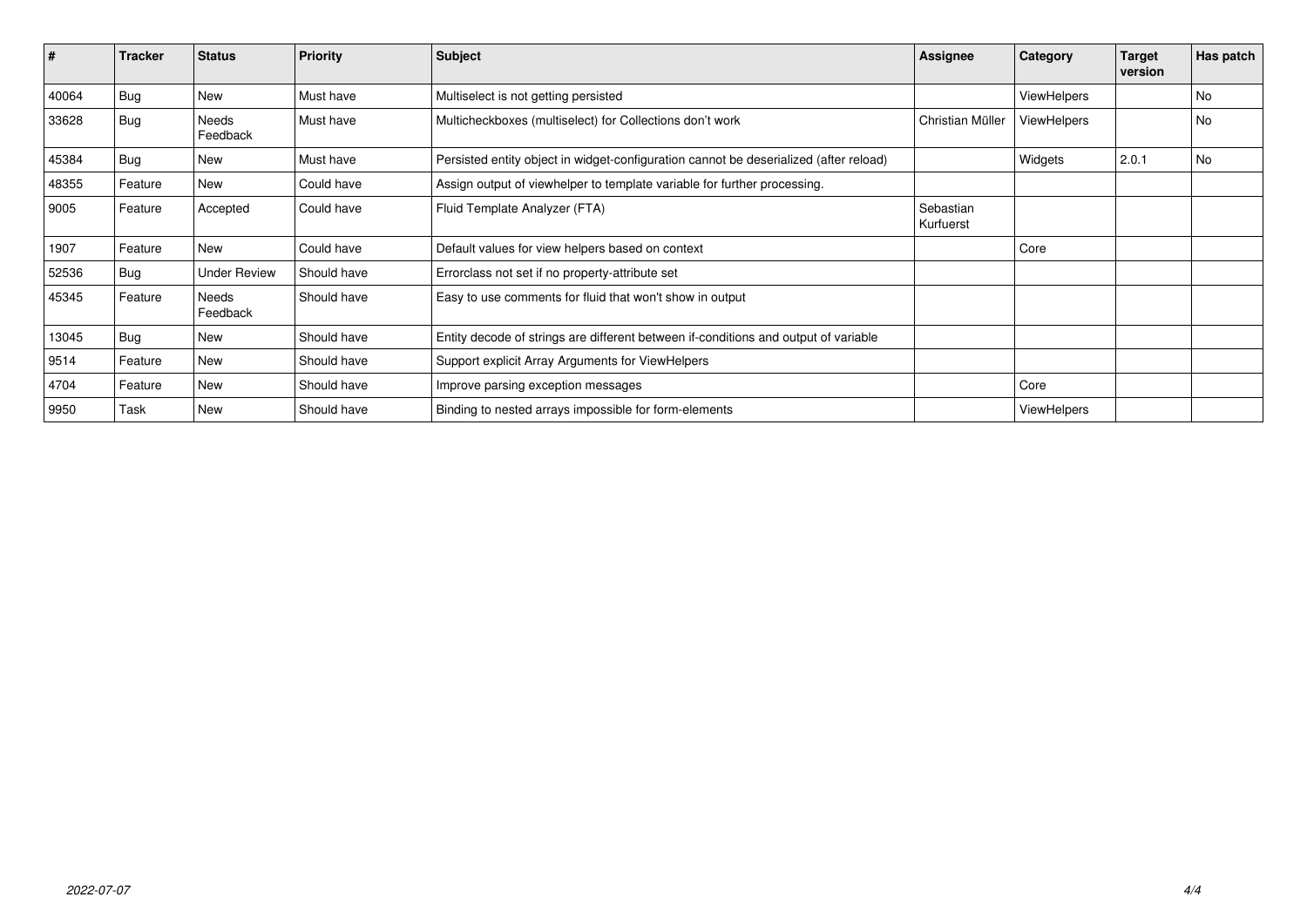| # | Tracker | Status | Priority | Subject | Assignee | Category | Target version | Has patch |
|---|---|---|---|---|---|---|---|---|
| 40064 | Bug | New | Must have | Multiselect is not getting persisted | | ViewHelpers | | No |
| 33628 | Bug | Needs Feedback | Must have | Multicheckboxes (multiselect) for Collections don't work | Christian Müller | ViewHelpers | | No |
| 45384 | Bug | New | Must have | Persisted entity object in widget-configuration cannot be deserialized (after reload) | | Widgets | 2.0.1 | No |
| 48355 | Feature | New | Could have | Assign output of viewhelper to template variable for further processing. | | | | |
| 9005 | Feature | Accepted | Could have | Fluid Template Analyzer (FTA) | Sebastian Kurfuerst | | | |
| 1907 | Feature | New | Could have | Default values for view helpers based on context | | Core | | |
| 52536 | Bug | Under Review | Should have | Errorclass not set if no property-attribute set | | | | |
| 45345 | Feature | Needs Feedback | Should have | Easy to use comments for fluid that won't show in output | | | | |
| 13045 | Bug | New | Should have | Entity decode of strings are different between if-conditions and output of variable | | | | |
| 9514 | Feature | New | Should have | Support explicit Array Arguments for ViewHelpers | | | | |
| 4704 | Feature | New | Should have | Improve parsing exception messages | | Core | | |
| 9950 | Task | New | Should have | Binding to nested arrays impossible for form-elements | | ViewHelpers | | |

*2022-07-07*